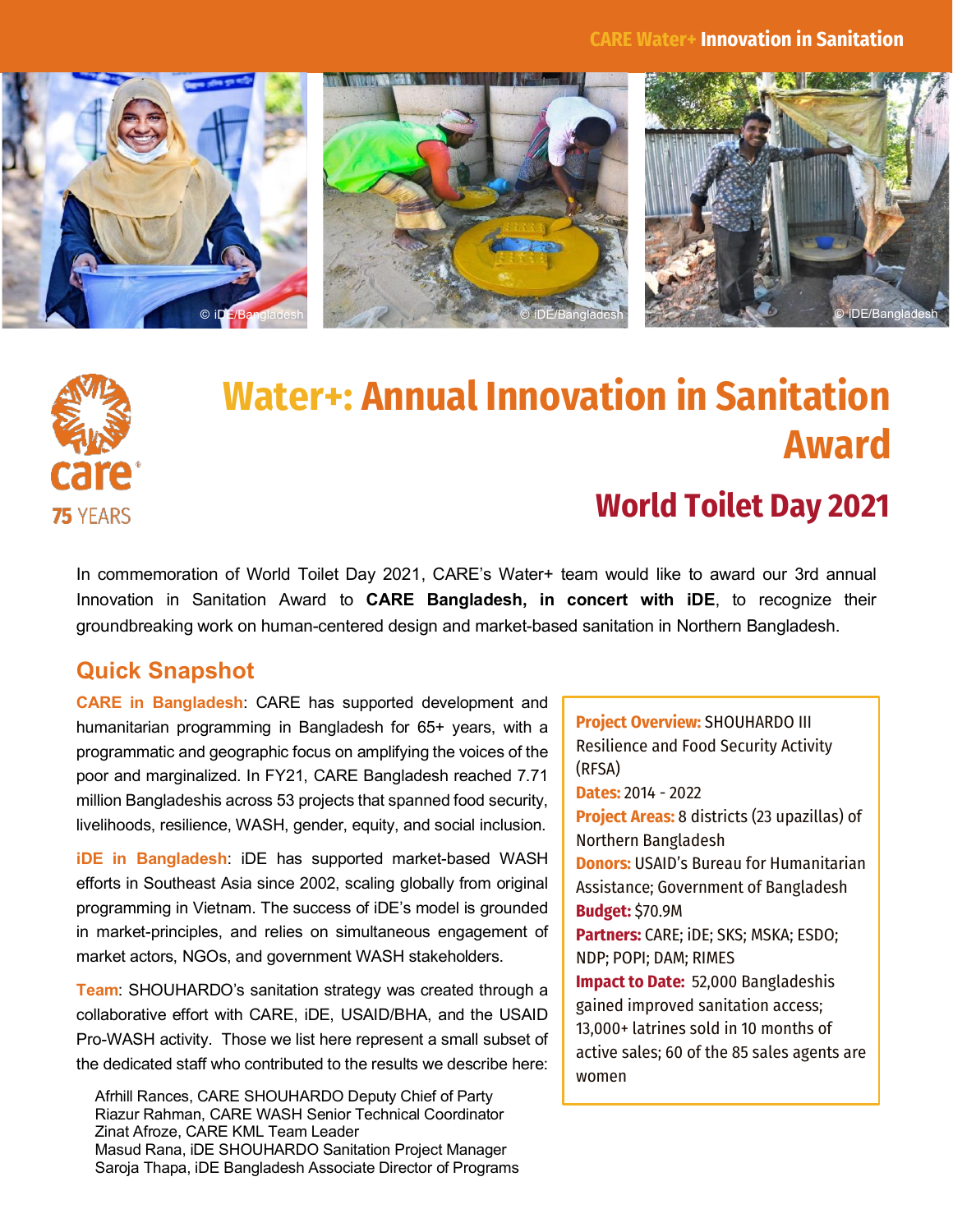# Water+: Annual Innovation in Sanitation Award

## World Toilet Day 2021

In commemoration of World Toilet Day 2021, CARE's Water+ team would like to award our 3rd annual Innovation in Sanitation Award to **CARE Bangladesh, in concert with iDE**, to recognize their groundbreaking work on human-centered design and market-based sanitation in Northern Bangladesh.

## Quick Snapshot

**CARE in Bangladesh**: CARE has supported development and humanitarian programming in Bangladesh for 65+ years, with a programmatic and geographic focus on amplifying the voices of the poor and marginalized. In FY21, CARE Bangladesh reached 7.71 million Bangladeshis across 53 projects that spanned food security, livelihoods, resilience, WASH, gender, equity, and social inclusion.

**iDE in Bangladesh**: iDE has supported market-based WASH efforts in Southeast Asia since 2002, scaling globally from original programming in Vietnam. The success of iDE's model is grounded in market-principles, and relies on simultaneous engagement of market actors, NGOs, and government WASH stakeholders.

**Team**: SHOUHARDO's sanitation strategy was created through a collaborative effort with CARE, iDE, USAID/BHA, and the USAID Pro-WASH activity. Those we list here represent a small subset of the dedicated staff who contributed to the results we describe here:

- Afrhill Rances, CARE SHOUHARDO Deputy Chief of Party
- Riazur Rahman, CARE WASH Senior Technical Coordinator
- Zinat Afroze, CARE KML Team Leader
- Masud Rana, iDE SHOUHARDO Sanitation Project Manager
- Saroja Thapa, iDE Bangladesh Associate Director of Programs

**Project Overview:** SHOUHARDO III Resilience and Food Security Activity (RFSA)
**Dates:** 2014 - 2022
**Project Areas:** 8 districts (23 upazillas) of Northern Bangladesh
**Donors:** USAID's Bureau for Humanitarian Assistance; Government of Bangladesh
**Budget:** $70.9M
**Partners:** CARE; iDE; SKS; MSKA; ESDO; NDP; POPI; DAM; RIMES
**Impact to Date:** 52,000 Bangladeshis gained improved sanitation access; 13,000+ latrines sold in 10 months of active sales; 60 of the 85 sales agents are women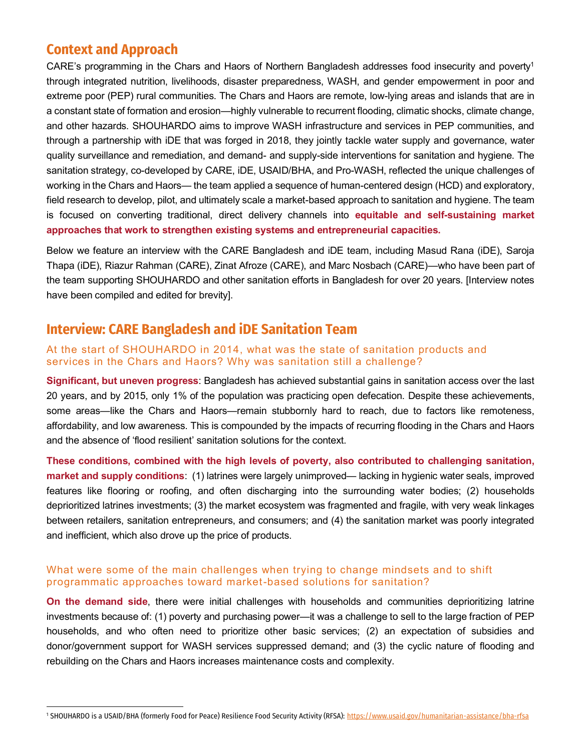## Context and Approach

CARE's programming in the Chars and Haors of Northern Bangladesh addresses food insecurity and poverty[1] through integrated nutrition, livelihoods, disaster preparedness, WASH, and gender empowerment in poor and extreme poor (PEP) rural communities. The Chars and Haors are remote, low-lying areas and islands that are in a constant state of formation and erosion—highly vulnerable to recurrent flooding, climatic shocks, climate change, and other hazards. SHOUHARDO aims to improve WASH infrastructure and services in PEP communities, and through a partnership with iDE that was forged in 2018, they jointly tackle water supply and governance, water quality surveillance and remediation, and demand- and supply-side interventions for sanitation and hygiene. The sanitation strategy, co-developed by CARE, iDE, USAID/BHA, and Pro-WASH, reflected the unique challenges of working in the Chars and Haors— the team applied a sequence of human-centered design (HCD) and exploratory, field research to develop, pilot, and ultimately scale a market-based approach to sanitation and hygiene. The team is focused on converting traditional, direct delivery channels into **equitable and self-sustaining market approaches that work to strengthen existing systems and entrepreneurial capacities.**

Below we feature an interview with the CARE Bangladesh and iDE team, including Masud Rana (iDE), Saroja Thapa (iDE), Riazur Rahman (CARE), Zinat Afroze (CARE), and Marc Nosbach (CARE)—who have been part of the team supporting SHOUHARDO and other sanitation efforts in Bangladesh for over 20 years. [Interview notes have been compiled and edited for brevity].

## Interview: CARE Bangladesh and iDE Sanitation Team

### At the start of SHOUHARDO in 2014, what was the state of sanitation products and services in the Chars and Haors? Why was sanitation still a challenge?

**Significant, but uneven progress**: Bangladesh has achieved substantial gains in sanitation access over the last 20 years, and by 2015, only 1% of the population was practicing open defecation. Despite these achievements, some areas—like the Chars and Haors—remain stubbornly hard to reach, due to factors like remoteness, affordability, and low awareness. This is compounded by the impacts of recurring flooding in the Chars and Haors and the absence of 'flood resilient' sanitation solutions for the context.

**These conditions, combined with the high levels of poverty, also contributed to challenging sanitation, market and supply conditions**: (1) latrines were largely unimproved— lacking in hygienic water seals, improved features like flooring or roofing, and often discharging into the surrounding water bodies; (2) households deprioritized latrines investments; (3) the market ecosystem was fragmented and fragile, with very weak linkages between retailers, sanitation entrepreneurs, and consumers; and (4) the sanitation market was poorly integrated and inefficient, which also drove up the price of products.

### What were some of the main challenges when trying to change mindsets and to shift programmatic approaches toward market-based solutions for sanitation?

**On the demand side**, there were initial challenges with households and communities deprioritizing latrine investments because of: (1) poverty and purchasing power—it was a challenge to sell to the large fraction of PEP households, and who often need to prioritize other basic services; (2) an expectation of subsidies and donor/government support for WASH services suppressed demand; and (3) the cyclic nature of flooding and rebuilding on the Chars and Haors increases maintenance costs and complexity.

---

[1] SHOUHARDO is a USAID/BHA (formerly Food for Peace) Resilience Food Security Activity (RFSA): https://www.usaid.gov/humanitarian-assistance/bha-rfsa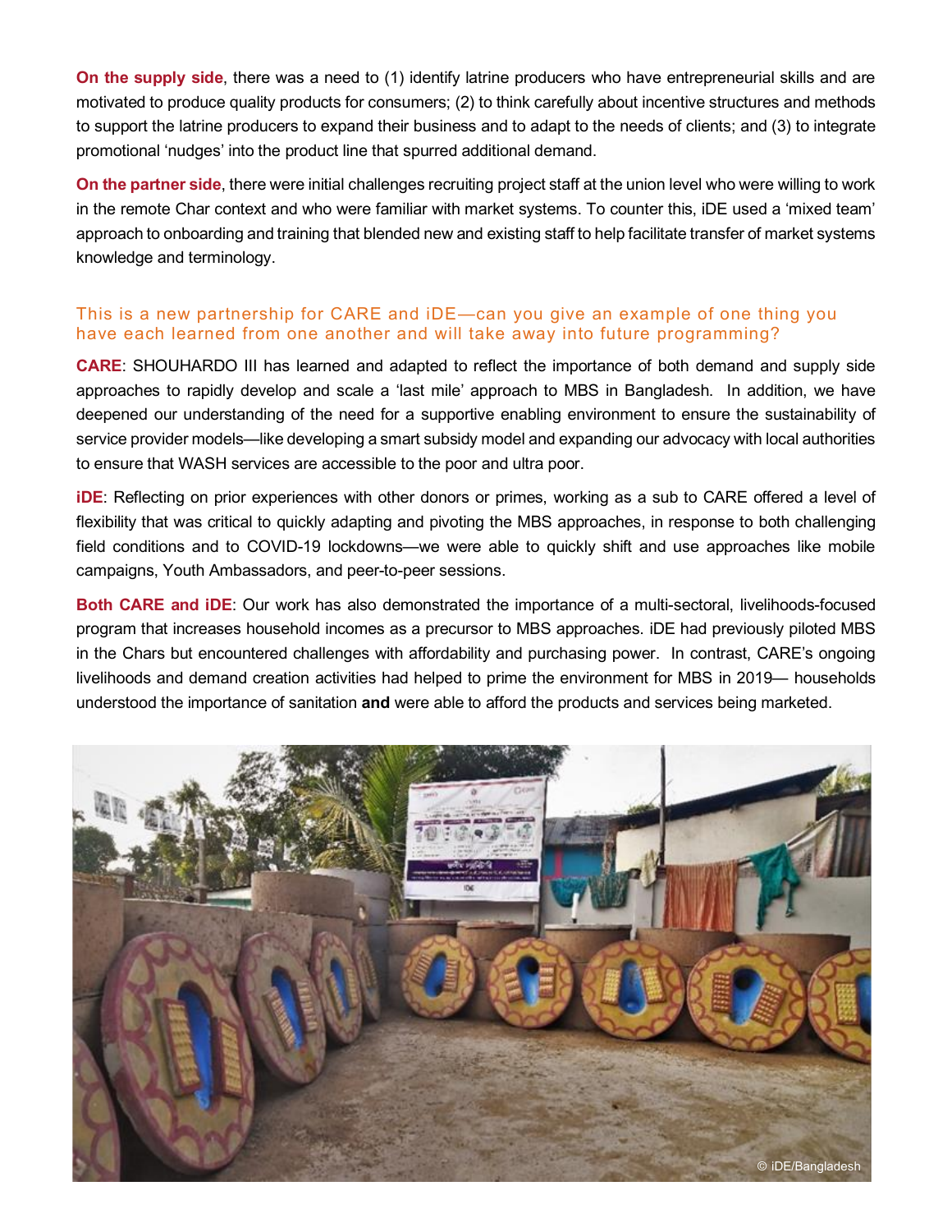**On the supply side**, there was a need to (1) identify latrine producers who have entrepreneurial skills and are motivated to produce quality products for consumers; (2) to think carefully about incentive structures and methods to support the latrine producers to expand their business and to adapt to the needs of clients; and (3) to integrate promotional 'nudges' into the product line that spurred additional demand.

**On the partner side**, there were initial challenges recruiting project staff at the union level who were willing to work in the remote Char context and who were familiar with market systems. To counter this, iDE used a 'mixed team' approach to onboarding and training that blended new and existing staff to help facilitate transfer of market systems knowledge and terminology.

### This is a new partnership for CARE and iDE—can you give an example of one thing you have each learned from one another and will take away into future programming?

**CARE**: SHOUHARDO III has learned and adapted to reflect the importance of both demand and supply side approaches to rapidly develop and scale a 'last mile' approach to MBS in Bangladesh. In addition, we have deepened our understanding of the need for a supportive enabling environment to ensure the sustainability of service provider models—like developing a smart subsidy model and expanding our advocacy with local authorities to ensure that WASH services are accessible to the poor and ultra poor.

**iDE**: Reflecting on prior experiences with other donors or primes, working as a sub to CARE offered a level of flexibility that was critical to quickly adapting and pivoting the MBS approaches, in response to both challenging field conditions and to COVID-19 lockdowns—we were able to quickly shift and use approaches like mobile campaigns, Youth Ambassadors, and peer-to-peer sessions.

**Both CARE and iDE**: Our work has also demonstrated the importance of a multi-sectoral, livelihoods-focused program that increases household incomes as a precursor to MBS approaches. iDE had previously piloted MBS in the Chars but encountered challenges with affordability and purchasing power. In contrast, CARE's ongoing livelihoods and demand creation activities had helped to prime the environment for MBS in 2019— households understood the importance of sanitation **and** were able to afford the products and services being marketed.

© iDE/Bangladesh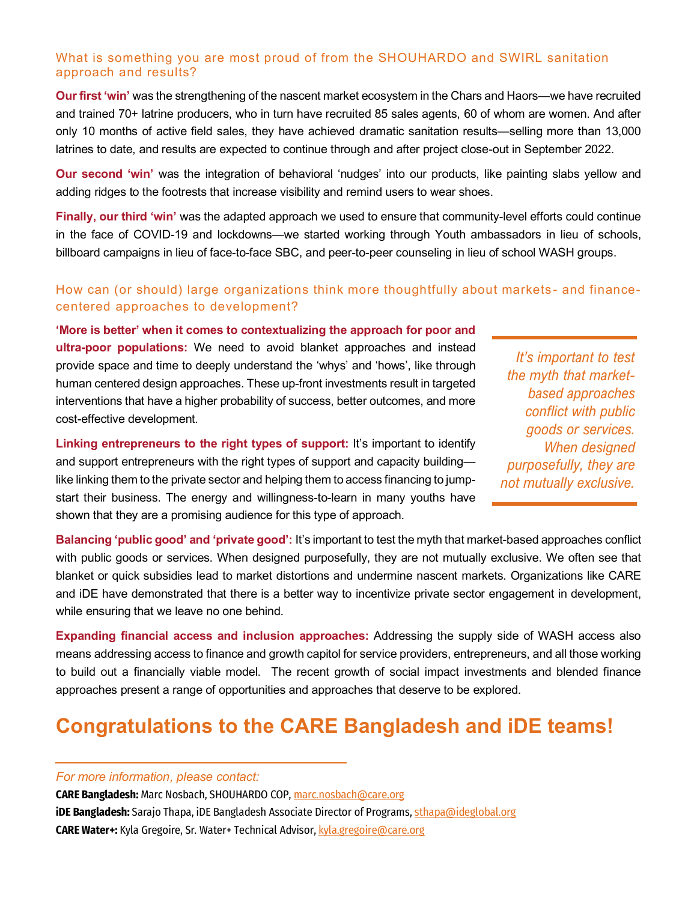### What is something you are most proud of from the SHOUHARDO and SWIRL sanitation approach and results?

**Our first 'win'** was the strengthening of the nascent market ecosystem in the Chars and Haors—we have recruited and trained 70+ latrine producers, who in turn have recruited 85 sales agents, 60 of whom are women. And after only 10 months of active field sales, they have achieved dramatic sanitation results—selling more than 13,000 latrines to date, and results are expected to continue through and after project close-out in September 2022.

**Our second 'win'** was the integration of behavioral 'nudges' into our products, like painting slabs yellow and adding ridges to the footrests that increase visibility and remind users to wear shoes.

**Finally, our third 'win'** was the adapted approach we used to ensure that community-level efforts could continue in the face of COVID-19 and lockdowns—we started working through Youth ambassadors in lieu of schools, billboard campaigns in lieu of face-to-face SBC, and peer-to-peer counseling in lieu of school WASH groups.

### How can (or should) large organizations think more thoughtfully about markets- and finance-centered approaches to development?

**'More is better' when it comes to contextualizing the approach for poor and ultra-poor populations:** We need to avoid blanket approaches and instead provide space and time to deeply understand the 'whys' and 'hows', like through human centered design approaches. These up-front investments result in targeted interventions that have a higher probability of success, better outcomes, and more cost-effective development.

**Linking entrepreneurs to the right types of support:** It's important to identify and support entrepreneurs with the right types of support and capacity building—like linking them to the private sector and helping them to access financing to jump-start their business. The energy and willingness-to-learn in many youths have shown that they are a promising audience for this type of approach.

> *It's important to test the myth that market-based approaches conflict with public goods or services. When designed purposefully, they are not mutually exclusive.*

**Balancing 'public good' and 'private good':** It's important to test the myth that market-based approaches conflict with public goods or services. When designed purposefully, they are not mutually exclusive. We often see that blanket or quick subsidies lead to market distortions and undermine nascent markets. Organizations like CARE and iDE have demonstrated that there is a better way to incentivize private sector engagement in development, while ensuring that we leave no one behind.

**Expanding financial access and inclusion approaches:** Addressing the supply side of WASH access also means addressing access to finance and growth capitol for service providers, entrepreneurs, and all those working to build out a financially viable model. The recent growth of social impact investments and blended finance approaches present a range of opportunities and approaches that deserve to be explored.

## Congratulations to the CARE Bangladesh and iDE teams!

*For more information, please contact:*

**CARE Bangladesh:** Marc Nosbach, SHOUHARDO COP, marc.nosbach@care.org

**iDE Bangladesh:** Sarajo Thapa, iDE Bangladesh Associate Director of Programs, sthapa@ideglobal.org

**CARE Water+:** Kyla Gregoire, Sr. Water+ Technical Advisor, kyla.gregoire@care.org